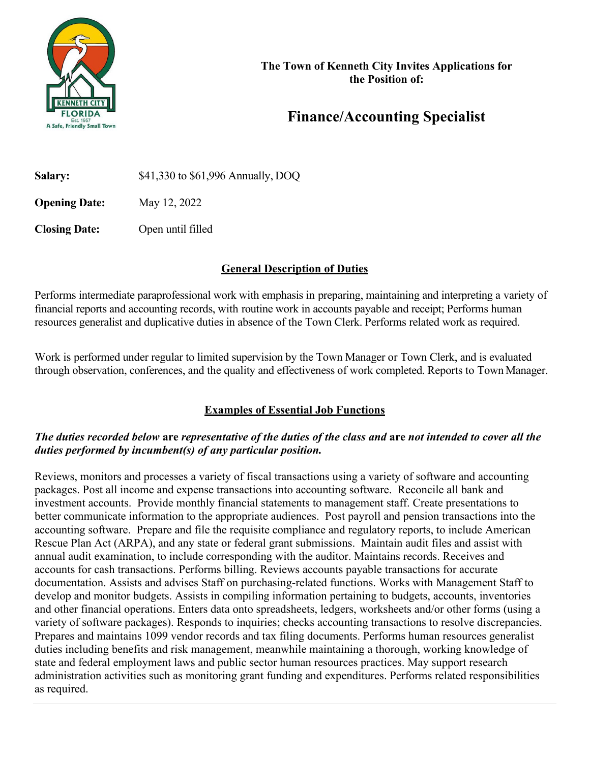**The Town of Kenneth City Invites Applications for the Position of:**

# Finance/Accounting Specialist

**Salary:** $41,330 to $61,996 Annually, DOQ

**Opening Date:** May 12, 2022

**Closing Date:** Open until filled

## General Description of Duties

Performs intermediate paraprofessional work with emphasis in preparing, maintaining and interpreting a variety of financial reports and accounting records, with routine work in accounts payable and receipt; Performs human resources generalist and duplicative duties in absence of the Town Clerk. Performs related work as required.

Work is performed under regular to limited supervision by the Town Manager or Town Clerk, and is evaluated through observation, conferences, and the quality and effectiveness of work completed. Reports to Town Manager.

## Examples of Essential Job Functions

***The duties recorded below* are *representative of the duties of the class and* are *not intended to cover all the duties performed by incumbent(s) of any particular position.***

Reviews, monitors and processes a variety of fiscal transactions using a variety of software and accounting packages. Post all income and expense transactions into accounting software. Reconcile all bank and investment accounts. Provide monthly financial statements to management staff. Create presentations to better communicate information to the appropriate audiences. Post payroll and pension transactions into the accounting software. Prepare and file the requisite compliance and regulatory reports, to include American Rescue Plan Act (ARPA), and any state or federal grant submissions. Maintain audit files and assist with annual audit examination, to include corresponding with the auditor. Maintains records. Receives and accounts for cash transactions. Performs billing. Reviews accounts payable transactions for accurate documentation. Assists and advises Staff on purchasing-related functions. Works with Management Staff to develop and monitor budgets. Assists in compiling information pertaining to budgets, accounts, inventories and other financial operations. Enters data onto spreadsheets, ledgers, worksheets and/or other forms (using a variety of software packages). Responds to inquiries; checks accounting transactions to resolve discrepancies. Prepares and maintains 1099 vendor records and tax filing documents. Performs human resources generalist duties including benefits and risk management, meanwhile maintaining a thorough, working knowledge of state and federal employment laws and public sector human resources practices. May support research administration activities such as monitoring grant funding and expenditures. Performs related responsibilities as required.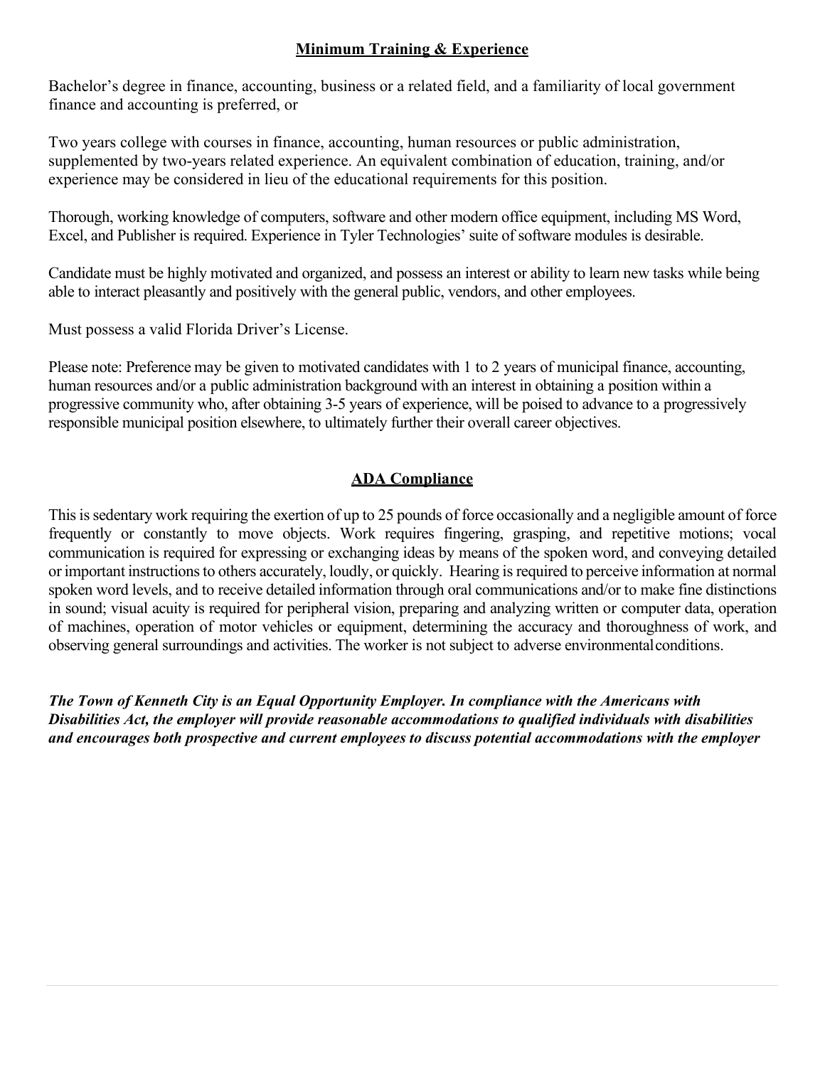## Minimum Training & Experience

Bachelor's degree in finance, accounting, business or a related field, and a familiarity of local government finance and accounting is preferred, or

Two years college with courses in finance, accounting, human resources or public administration, supplemented by two-years related experience. An equivalent combination of education, training, and/or experience may be considered in lieu of the educational requirements for this position.

Thorough, working knowledge of computers, software and other modern office equipment, including MS Word, Excel, and Publisher is required. Experience in Tyler Technologies' suite of software modules is desirable.

Candidate must be highly motivated and organized, and possess an interest or ability to learn new tasks while being able to interact pleasantly and positively with the general public, vendors, and other employees.

Must possess a valid Florida Driver's License.

Please note: Preference may be given to motivated candidates with 1 to 2 years of municipal finance, accounting, human resources and/or a public administration background with an interest in obtaining a position within a progressive community who, after obtaining 3-5 years of experience, will be poised to advance to a progressively responsible municipal position elsewhere, to ultimately further their overall career objectives.

## ADA Compliance

This is sedentary work requiring the exertion of up to 25 pounds of force occasionally and a negligible amount of force frequently or constantly to move objects. Work requires fingering, grasping, and repetitive motions; vocal communication is required for expressing or exchanging ideas by means of the spoken word, and conveying detailed or important instructions to others accurately, loudly, or quickly. Hearing is required to perceive information at normal spoken word levels, and to receive detailed information through oral communications and/or to make fine distinctions in sound; visual acuity is required for peripheral vision, preparing and analyzing written or computer data, operation of machines, operation of motor vehicles or equipment, determining the accuracy and thoroughness of work, and observing general surroundings and activities. The worker is not subject to adverse environmental conditions.

***The Town of Kenneth City is an Equal Opportunity Employer. In compliance with the Americans with Disabilities Act, the employer will provide reasonable accommodations to qualified individuals with disabilities and encourages both prospective and current employees to discuss potential accommodations with the employer***